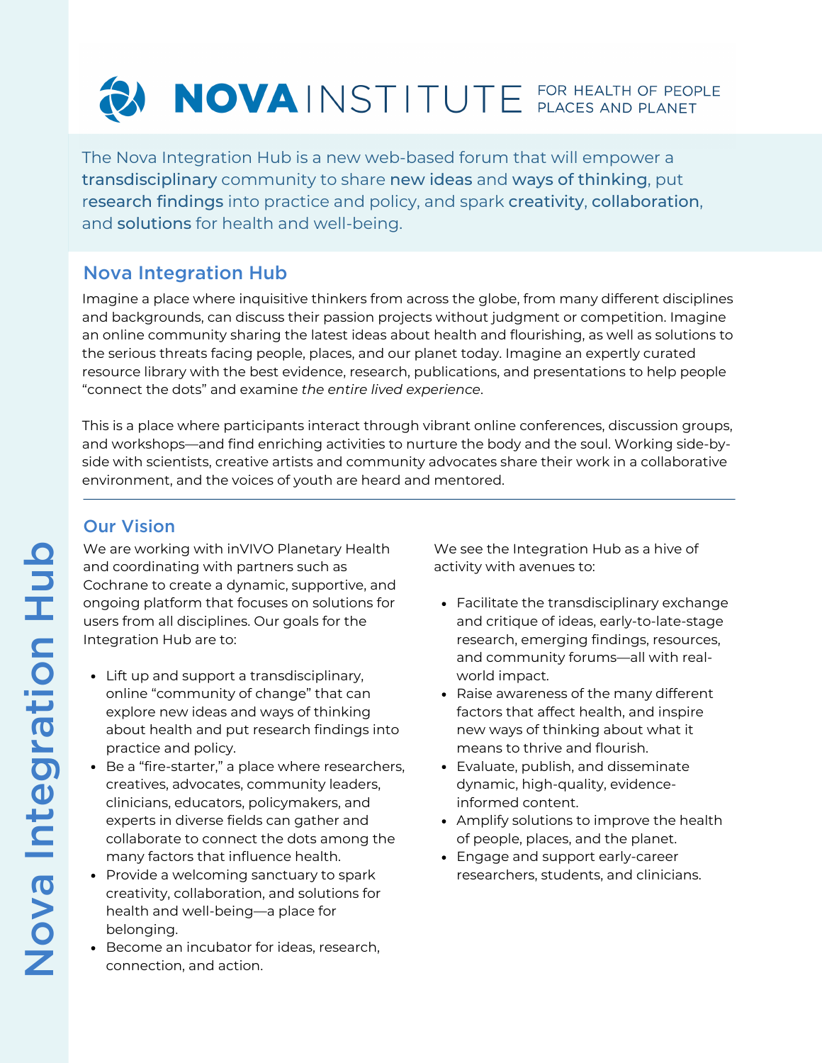# NOVA INSTITUTE FOR HEALTH OF PEOPLE PLACES AND PLANET

The Nova Integration Hub is a new web-based forum that will empower a **transdisciplinary** community to share **new ideas** and **ways of thinking**, put **research findings** into practice and policy, and spark **creativity**, **collaboration**, and **solutions** for health and well-being.

## Nova Integration Hub

Imagine a place where inquisitive thinkers from across the globe, from many different disciplines and backgrounds, can discuss their passion projects without judgment or competition. Imagine an online community sharing the latest ideas about health and flourishing, as well as solutions to the serious threats facing people, places, and our planet today. Imagine an expertly curated resource library with the best evidence, research, publications, and presentations to help people "connect the dots" and examine *the entire lived experience*.

This is a place where participants interact through vibrant online conferences, discussion groups, and workshops—and find enriching activities to nurture the body and the soul. Working side-by-side with scientists, creative artists and community advocates share their work in a collaborative environment, and the voices of youth are heard and mentored.

---

## Our Vision

We are working with inVIVO Planetary Health and coordinating with partners such as Cochrane to create a dynamic, supportive, and ongoing platform that focuses on solutions for users from all disciplines. Our goals for the Integration Hub are to:

- Lift up and support a transdisciplinary, online "community of change" that can explore new ideas and ways of thinking about health and put research findings into practice and policy.
- Be a "fire-starter," a place where researchers, creatives, advocates, community leaders, clinicians, educators, policymakers, and experts in diverse fields can gather and collaborate to connect the dots among the many factors that influence health.
- Provide a welcoming sanctuary to spark creativity, collaboration, and solutions for health and well-being—a place for belonging.
- Become an incubator for ideas, research, connection, and action.

We see the Integration Hub as a hive of activity with avenues to:

- Facilitate the transdisciplinary exchange and critique of ideas, early-to-late-stage research, emerging findings, resources, and community forums—all with real-world impact.
- Raise awareness of the many different factors that affect health, and inspire new ways of thinking about what it means to thrive and flourish.
- Evaluate, publish, and disseminate dynamic, high-quality, evidence-informed content.
- Amplify solutions to improve the health of people, places, and the planet.
- Engage and support early-career researchers, students, and clinicians.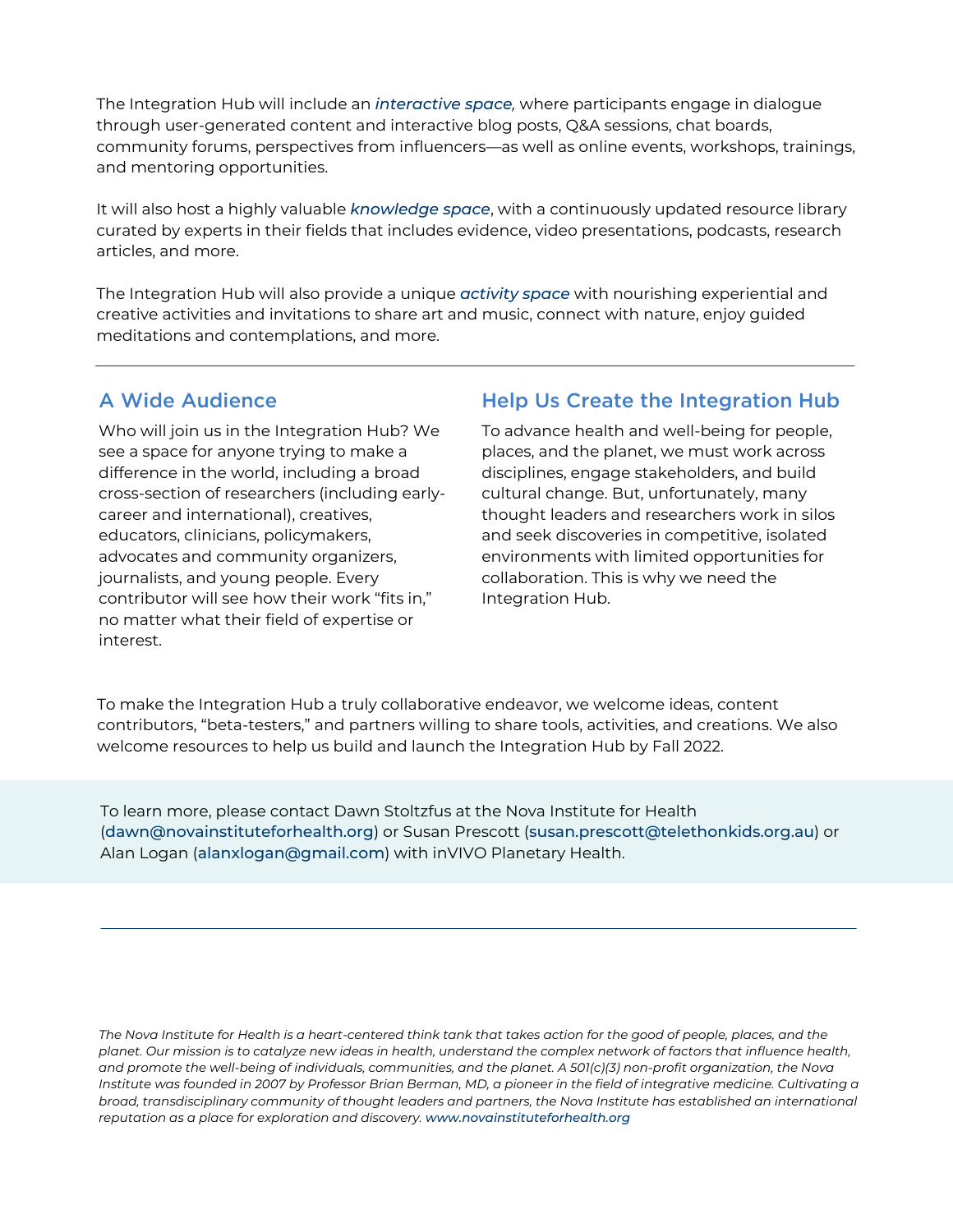The Integration Hub will include an ***interactive space,*** where participants engage in dialogue through user-generated content and interactive blog posts, Q&A sessions, chat boards, community forums, perspectives from influencers—as well as online events, workshops, trainings, and mentoring opportunities.

It will also host a highly valuable ***knowledge space***, with a continuously updated resource library curated by experts in their fields that includes evidence, video presentations, podcasts, research articles, and more.

The Integration Hub will also provide a unique ***activity space*** with nourishing experiential and creative activities and invitations to share art and music, connect with nature, enjoy guided meditations and contemplations, and more.

---

## A Wide Audience

Who will join us in the Integration Hub? We see a space for anyone trying to make a difference in the world, including a broad cross-section of researchers (including early-career and international), creatives, educators, clinicians, policymakers, advocates and community organizers, journalists, and young people. Every contributor will see how their work "fits in," no matter what their field of expertise or interest.

## Help Us Create the Integration Hub

To advance health and well-being for people, places, and the planet, we must work across disciplines, engage stakeholders, and build cultural change. But, unfortunately, many thought leaders and researchers work in silos and seek discoveries in competitive, isolated environments with limited opportunities for collaboration. This is why we need the Integration Hub.

To make the Integration Hub a truly collaborative endeavor, we welcome ideas, content contributors, "beta-testers," and partners willing to share tools, activities, and creations. We also welcome resources to help us build and launch the Integration Hub by Fall 2022.

To learn more, please contact Dawn Stoltzfus at the Nova Institute for Health (dawn@novainstituteforhealth.org) or Susan Prescott (susan.prescott@telethonkids.org.au) or Alan Logan (alanxlogan@gmail.com) with inVIVO Planetary Health.

---

*The Nova Institute for Health is a heart-centered think tank that takes action for the good of people, places, and the planet. Our mission is to catalyze new ideas in health, understand the complex network of factors that influence health, and promote the well-being of individuals, communities, and the planet. A 501(c)(3) non-profit organization, the Nova Institute was founded in 2007 by Professor Brian Berman, MD, a pioneer in the field of integrative medicine. Cultivating a broad, transdisciplinary community of thought leaders and partners, the Nova Institute has established an international reputation as a place for exploration and discovery. www.novainstituteforhealth.org*